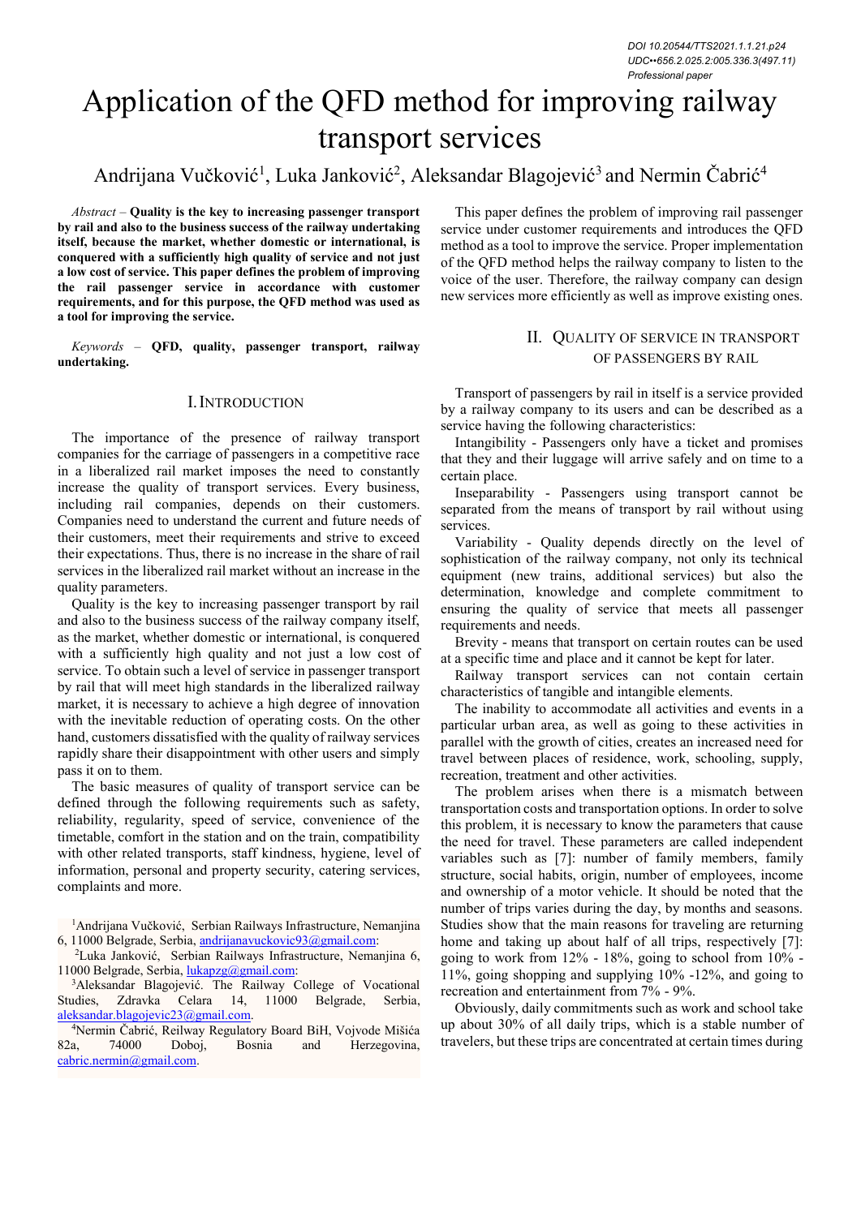DOI 10.20544/TTS2021.1.1.21.p24
UDC••656.2.025.2:005.336.3(497.11)
Professional paper

# Application of the QFD method for improving railway transport services

Andrijana Vučković[1], Luka Janković[2], Aleksandar Blagojević[3] and Nermin Čabrić[4]

*Abstract* – **Quality is the key to increasing passenger transport by rail and also to the business success of the railway undertaking itself, because the market, whether domestic or international, is conquered with a sufficiently high quality of service and not just a low cost of service. This paper defines the problem of improving the rail passenger service in accordance with customer requirements, and for this purpose, the QFD method was used as a tool for improving the service.**

*Keywords* – **QFD, quality, passenger transport, railway undertaking.**

## I. Introduction

The importance of the presence of railway transport companies for the carriage of passengers in a competitive race in a liberalized rail market imposes the need to constantly increase the quality of transport services. Every business, including rail companies, depends on their customers. Companies need to understand the current and future needs of their customers, meet their requirements and strive to exceed their expectations. Thus, there is no increase in the share of rail services in the liberalized rail market without an increase in the quality parameters.

Quality is the key to increasing passenger transport by rail and also to the business success of the railway company itself, as the market, whether domestic or international, is conquered with a sufficiently high quality and not just a low cost of service. To obtain such a level of service in passenger transport by rail that will meet high standards in the liberalized railway market, it is necessary to achieve a high degree of innovation with the inevitable reduction of operating costs. On the other hand, customers dissatisfied with the quality of railway services rapidly share their disappointment with other users and simply pass it on to them.

The basic measures of quality of transport service can be defined through the following requirements such as safety, reliability, regularity, speed of service, convenience of the timetable, comfort in the station and on the train, compatibility with other related transports, staff kindness, hygiene, level of information, personal and property security, catering services, complaints and more.

[1]Andrijana Vučković, Serbian Railways Infrastructure, Nemanjina 6, 11000 Belgrade, Serbia, andrijanavuckovic93@gmail.com:

[2]Luka Janković, Serbian Railways Infrastructure, Nemanjina 6, 11000 Belgrade, Serbia, lukapzg@gmail.com:

[3]Aleksandar Blagojević. The Railway College of Vocational Studies, Zdravka Celara 14, 11000 Belgrade, Serbia, aleksandar.blagojevic23@gmail.com.

[4]Nermin Čabrić, Reilway Regulatory Board BiH, Vojvode Mišića 82a, 74000 Doboj, Bosnia and Herzegovina, cabric.nermin@gmail.com.

This paper defines the problem of improving rail passenger service under customer requirements and introduces the QFD method as a tool to improve the service. Proper implementation of the QFD method helps the railway company to listen to the voice of the user. Therefore, the railway company can design new services more efficiently as well as improve existing ones.

## II. Quality of Service in Transport of Passengers by Rail

Transport of passengers by rail in itself is a service provided by a railway company to its users and can be described as a service having the following characteristics:

Intangibility - Passengers only have a ticket and promises that they and their luggage will arrive safely and on time to a certain place.

Inseparability - Passengers using transport cannot be separated from the means of transport by rail without using services.

Variability - Quality depends directly on the level of sophistication of the railway company, not only its technical equipment (new trains, additional services) but also the determination, knowledge and complete commitment to ensuring the quality of service that meets all passenger requirements and needs.

Brevity - means that transport on certain routes can be used at a specific time and place and it cannot be kept for later.

Railway transport services can not contain certain characteristics of tangible and intangible elements.

The inability to accommodate all activities and events in a particular urban area, as well as going to these activities in parallel with the growth of cities, creates an increased need for travel between places of residence, work, schooling, supply, recreation, treatment and other activities.

The problem arises when there is a mismatch between transportation costs and transportation options. In order to solve this problem, it is necessary to know the parameters that cause the need for travel. These parameters are called independent variables such as [7]: number of family members, family structure, social habits, origin, number of employees, income and ownership of a motor vehicle. It should be noted that the number of trips varies during the day, by months and seasons. Studies show that the main reasons for traveling are returning home and taking up about half of all trips, respectively [7]: going to work from 12% - 18%, going to school from 10% - 11%, going shopping and supplying 10% -12%, and going to recreation and entertainment from 7% - 9%.

Obviously, daily commitments such as work and school take up about 30% of all daily trips, which is a stable number of travelers, but these trips are concentrated at certain times during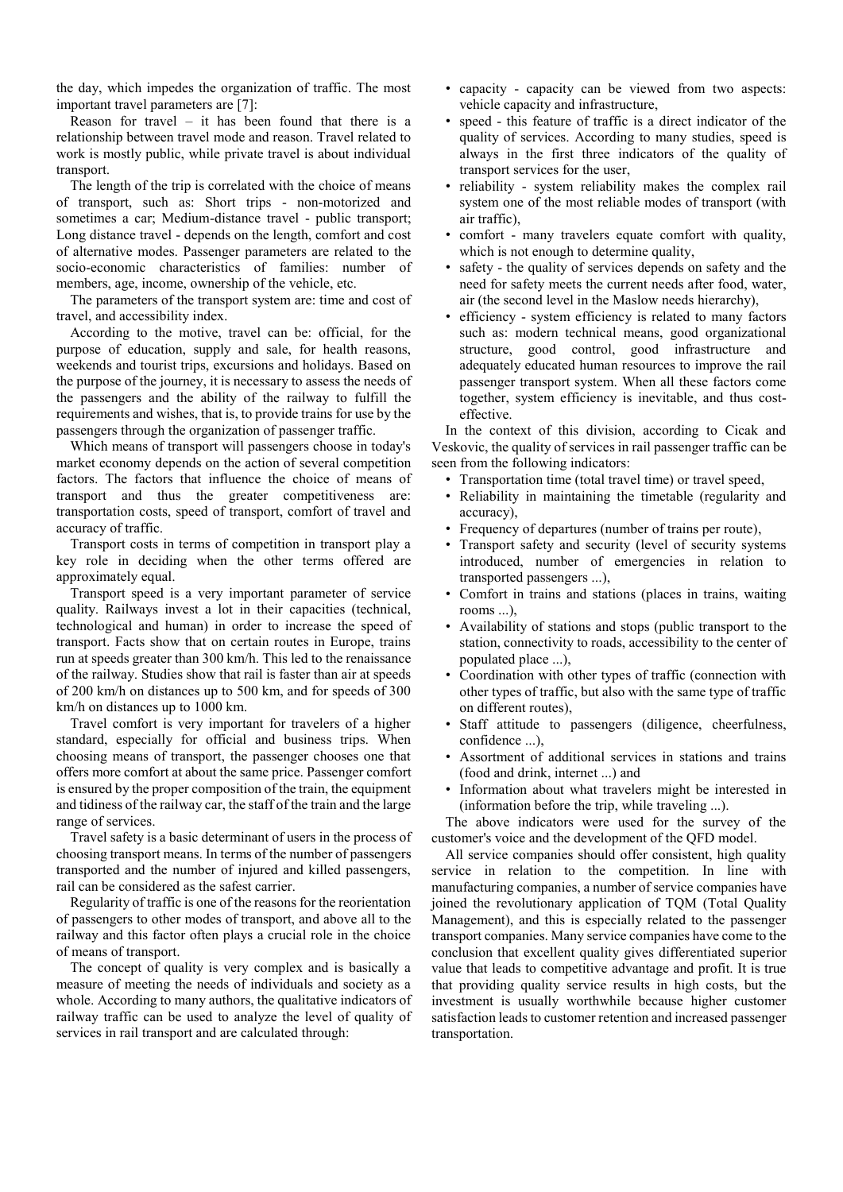the day, which impedes the organization of traffic. The most important travel parameters are [7]:

Reason for travel – it has been found that there is a relationship between travel mode and reason. Travel related to work is mostly public, while private travel is about individual transport.

The length of the trip is correlated with the choice of means of transport, such as: Short trips - non-motorized and sometimes a car; Medium-distance travel - public transport; Long distance travel - depends on the length, comfort and cost of alternative modes. Passenger parameters are related to the socio-economic characteristics of families: number of members, age, income, ownership of the vehicle, etc.

The parameters of the transport system are: time and cost of travel, and accessibility index.

According to the motive, travel can be: official, for the purpose of education, supply and sale, for health reasons, weekends and tourist trips, excursions and holidays. Based on the purpose of the journey, it is necessary to assess the needs of the passengers and the ability of the railway to fulfill the requirements and wishes, that is, to provide trains for use by the passengers through the organization of passenger traffic.

Which means of transport will passengers choose in today's market economy depends on the action of several competition factors. The factors that influence the choice of means of transport and thus the greater competitiveness are: transportation costs, speed of transport, comfort of travel and accuracy of traffic.

Transport costs in terms of competition in transport play a key role in deciding when the other terms offered are approximately equal.

Transport speed is a very important parameter of service quality. Railways invest a lot in their capacities (technical, technological and human) in order to increase the speed of transport. Facts show that on certain routes in Europe, trains run at speeds greater than 300 km/h. This led to the renaissance of the railway. Studies show that rail is faster than air at speeds of 200 km/h on distances up to 500 km, and for speeds of 300 km/h on distances up to 1000 km.

Travel comfort is very important for travelers of a higher standard, especially for official and business trips. When choosing means of transport, the passenger chooses one that offers more comfort at about the same price. Passenger comfort is ensured by the proper composition of the train, the equipment and tidiness of the railway car, the staff of the train and the large range of services.

Travel safety is a basic determinant of users in the process of choosing transport means. In terms of the number of passengers transported and the number of injured and killed passengers, rail can be considered as the safest carrier.

Regularity of traffic is one of the reasons for the reorientation of passengers to other modes of transport, and above all to the railway and this factor often plays a crucial role in the choice of means of transport.

The concept of quality is very complex and is basically a measure of meeting the needs of individuals and society as a whole. According to many authors, the qualitative indicators of railway traffic can be used to analyze the level of quality of services in rail transport and are calculated through:

- capacity - capacity can be viewed from two aspects: vehicle capacity and infrastructure,
- speed - this feature of traffic is a direct indicator of the quality of services. According to many studies, speed is always in the first three indicators of the quality of transport services for the user,
- reliability - system reliability makes the complex rail system one of the most reliable modes of transport (with air traffic),
- comfort - many travelers equate comfort with quality, which is not enough to determine quality,
- safety - the quality of services depends on safety and the need for safety meets the current needs after food, water, air (the second level in the Maslow needs hierarchy),
- efficiency - system efficiency is related to many factors such as: modern technical means, good organizational structure, good control, good infrastructure and adequately educated human resources to improve the rail passenger transport system. When all these factors come together, system efficiency is inevitable, and thus cost-effective.

In the context of this division, according to Cicak and Veskovic, the quality of services in rail passenger traffic can be seen from the following indicators:

- Transportation time (total travel time) or travel speed,
- Reliability in maintaining the timetable (regularity and accuracy),
- Frequency of departures (number of trains per route),
- Transport safety and security (level of security systems introduced, number of emergencies in relation to transported passengers ...),
- Comfort in trains and stations (places in trains, waiting rooms ...),
- Availability of stations and stops (public transport to the station, connectivity to roads, accessibility to the center of populated place ...),
- Coordination with other types of traffic (connection with other types of traffic, but also with the same type of traffic on different routes),
- Staff attitude to passengers (diligence, cheerfulness, confidence ...),
- Assortment of additional services in stations and trains (food and drink, internet ...) and
- Information about what travelers might be interested in (information before the trip, while traveling ...).

The above indicators were used for the survey of the customer's voice and the development of the QFD model.

All service companies should offer consistent, high quality service in relation to the competition. In line with manufacturing companies, a number of service companies have joined the revolutionary application of TQM (Total Quality Management), and this is especially related to the passenger transport companies. Many service companies have come to the conclusion that excellent quality gives differentiated superior value that leads to competitive advantage and profit. It is true that providing quality service results in high costs, but the investment is usually worthwhile because higher customer satisfaction leads to customer retention and increased passenger transportation.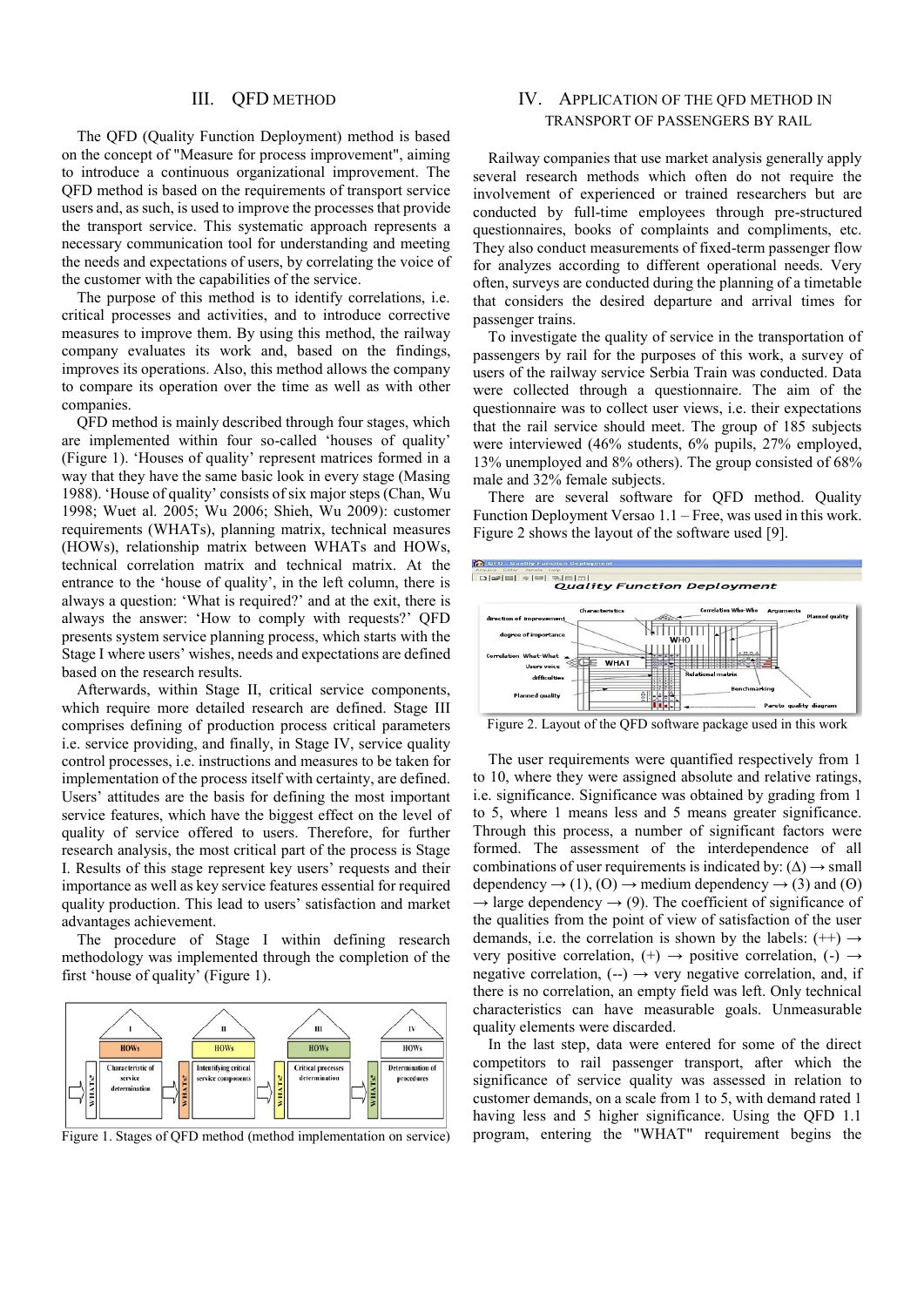## III. QFD METHOD

The QFD (Quality Function Deployment) method is based on the concept of "Measure for process improvement", aiming to introduce a continuous organizational improvement. The QFD method is based on the requirements of transport service users and, as such, is used to improve the processes that provide the transport service. This systematic approach represents a necessary communication tool for understanding and meeting the needs and expectations of users, by correlating the voice of the customer with the capabilities of the service.

The purpose of this method is to identify correlations, i.e. critical processes and activities, and to introduce corrective measures to improve them. By using this method, the railway company evaluates its work and, based on the findings, improves its operations. Also, this method allows the company to compare its operation over the time as well as with other companies.

QFD method is mainly described through four stages, which are implemented within four so-called 'houses of quality' (Figure 1). 'Houses of quality' represent matrices formed in a way that they have the same basic look in every stage (Masing 1988). 'House of quality' consists of six major steps (Chan, Wu 1998; Wuet al. 2005; Wu 2006; Shieh, Wu 2009): customer requirements (WHATs), planning matrix, technical measures (HOWs), relationship matrix between WHATs and HOWs, technical correlation matrix and technical matrix. At the entrance to the 'house of quality', in the left column, there is always a question: 'What is required?' and at the exit, there is always the answer: 'How to comply with requests?' QFD presents system service planning process, which starts with the Stage I where users' wishes, needs and expectations are defined based on the research results.

Afterwards, within Stage II, critical service components, which require more detailed research are defined. Stage III comprises defining of production process critical parameters i.e. service providing, and finally, in Stage IV, service quality control processes, i.e. instructions and measures to be taken for implementation of the process itself with certainty, are defined. Users' attitudes are the basis for defining the most important service features, which have the biggest effect on the level of quality of service offered to users. Therefore, for further research analysis, the most critical part of the process is Stage I. Results of this stage represent key users' requests and their importance as well as key service features essential for required quality production. This lead to users' satisfaction and market advantages achievement.

The procedure of Stage I within defining research methodology was implemented through the completion of the first 'house of quality' (Figure 1).

Figure 1. Stages of QFD method (method implementation on service)

## IV. APPLICATION OF THE QFD METHOD IN TRANSPORT OF PASSENGERS BY RAIL

Railway companies that use market analysis generally apply several research methods which often do not require the involvement of experienced or trained researchers but are conducted by full-time employees through pre-structured questionnaires, books of complaints and compliments, etc. They also conduct measurements of fixed-term passenger flow for analyzes according to different operational needs. Very often, surveys are conducted during the planning of a timetable that considers the desired departure and arrival times for passenger trains.

To investigate the quality of service in the transportation of passengers by rail for the purposes of this work, a survey of users of the railway service Serbia Train was conducted. Data were collected through a questionnaire. The aim of the questionnaire was to collect user views, i.e. their expectations that the rail service should meet. The group of 185 subjects were interviewed (46% students, 6% pupils, 27% employed, 13% unemployed and 8% others). The group consisted of 68% male and 32% female subjects.

There are several software for QFD method. Quality Function Deployment Versao 1.1 – Free, was used in this work. Figure 2 shows the layout of the software used [9].

Figure 2. Layout of the QFD software package used in this work

The user requirements were quantified respectively from 1 to 10, where they were assigned absolute and relative ratings, i.e. significance. Significance was obtained by grading from 1 to 5, where 1 means less and 5 means greater significance. Through this process, a number of significant factors were formed. The assessment of the interdependence of all combinations of user requirements is indicated by: (Δ) → small dependency → (1), (O) → medium dependency → (3) and (Ꙩ) → large dependency → (9). The coefficient of significance of the qualities from the point of view of satisfaction of the user demands, i.e. the correlation is shown by the labels: (++) → very positive correlation, (+) → positive correlation, (-) → negative correlation, (--) → very negative correlation, and, if there is no correlation, an empty field was left. Only technical characteristics can have measurable goals. Unmeasurable quality elements were discarded.

In the last step, data were entered for some of the direct competitors to rail passenger transport, after which the significance of service quality was assessed in relation to customer demands, on a scale from 1 to 5, with demand rated 1 having less and 5 higher significance. Using the QFD 1.1 program, entering the "WHAT" requirement begins the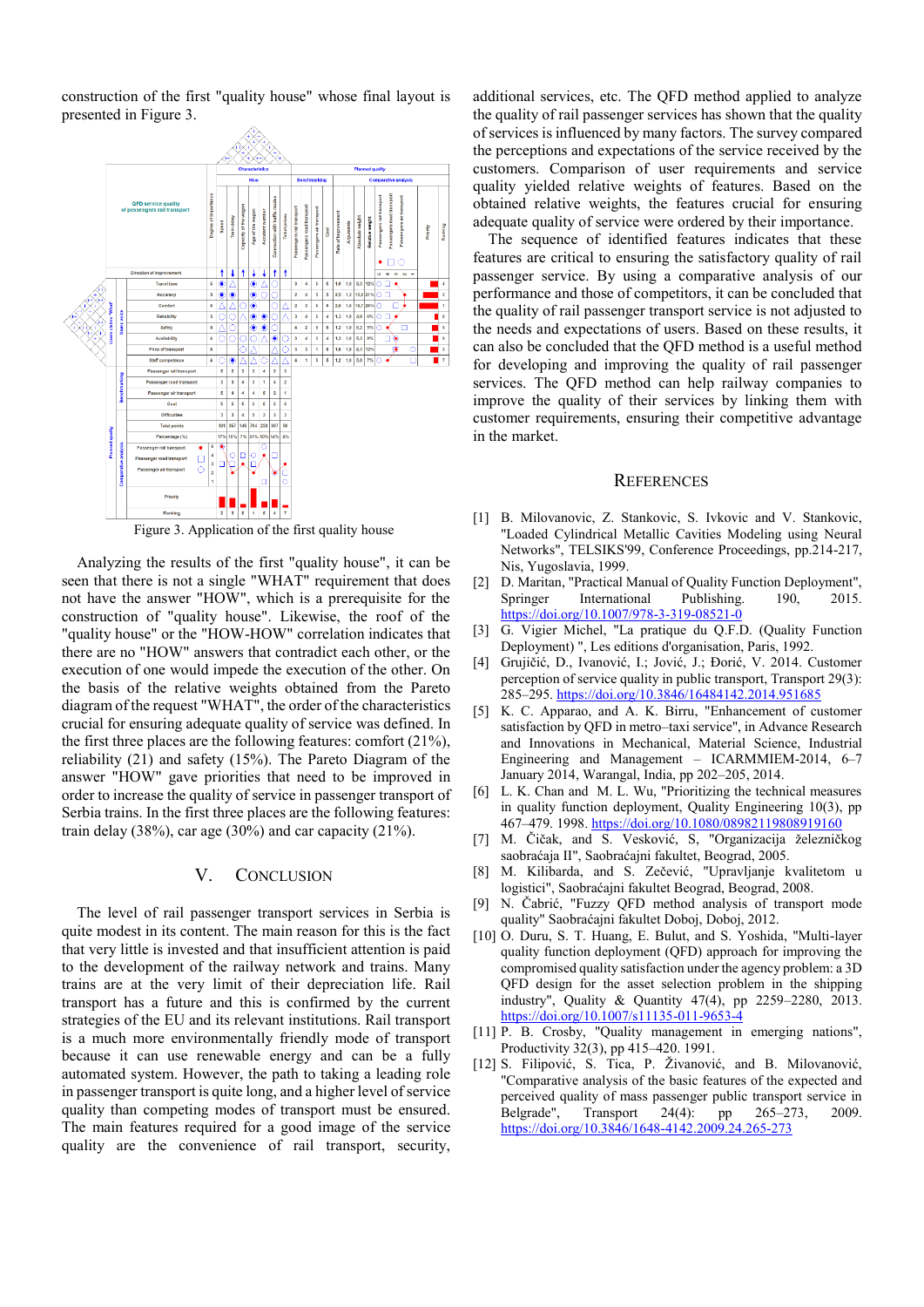construction of the first "quality house" whose final layout is presented in Figure 3.

Figure 3. Application of the first quality house

Analyzing the results of the first "quality house", it can be seen that there is not a single "WHAT" requirement that does not have the answer "HOW", which is a prerequisite for the construction of "quality house". Likewise, the roof of the "quality house" or the "HOW-HOW" correlation indicates that there are no "HOW" answers that contradict each other, or the execution of one would impede the execution of the other. On the basis of the relative weights obtained from the Pareto diagram of the request "WHAT", the order of the characteristics crucial for ensuring adequate quality of service was defined. In the first three places are the following features: comfort (21%), reliability (21) and safety (15%). The Pareto Diagram of the answer "HOW" gave priorities that need to be improved in order to increase the quality of service in passenger transport of Serbia trains. In the first three places are the following features: train delay (38%), car age (30%) and car capacity (21%).

## V. CONCLUSION

The level of rail passenger transport services in Serbia is quite modest in its content. The main reason for this is the fact that very little is invested and that insufficient attention is paid to the development of the railway network and trains. Many trains are at the very limit of their depreciation life. Rail transport has a future and this is confirmed by the current strategies of the EU and its relevant institutions. Rail transport is a much more environmentally friendly mode of transport because it can use renewable energy and can be a fully automated system. However, the path to taking a leading role in passenger transport is quite long, and a higher level of service quality than competing modes of transport must be ensured. The main features required for a good image of the service quality are the convenience of rail transport, security, additional services, etc. The QFD method applied to analyze the quality of rail passenger services has shown that the quality of services is influenced by many factors. The survey compared the perceptions and expectations of the service received by the customers. Comparison of user requirements and service quality yielded relative weights of features. Based on the obtained relative weights, the features crucial for ensuring adequate quality of service were ordered by their importance.

The sequence of identified features indicates that these features are critical to ensuring the satisfactory quality of rail passenger service. By using a comparative analysis of our performance and those of competitors, it can be concluded that the quality of rail passenger transport service is not adjusted to the needs and expectations of users. Based on these results, it can also be concluded that the QFD method is a useful method for developing and improving the quality of rail passenger services. The QFD method can help railway companies to improve the quality of their services by linking them with customer requirements, ensuring their competitive advantage in the market.

## REFERENCES

[1] B. Milovanovic, Z. Stankovic, S. Ivkovic and V. Stankovic, "Loaded Cylindrical Metallic Cavities Modeling using Neural Networks", TELSIKS'99, Conference Proceedings, pp.214-217, Nis, Yugoslavia, 1999.

[2] D. Maritan, "Practical Manual of Quality Function Deployment", Springer International Publishing. 190, 2015. https://doi.org/10.1007/978-3-319-08521-0

[3] G. Vigier Michel, "La pratique du Q.F.D. (Quality Function Deployment) ", Les editions d'organisation, Paris, 1992.

[4] Grujičić, D., Ivanović, I.; Jović, J.; Đorić, V. 2014. Customer perception of service quality in public transport, Transport 29(3): 285–295. https://doi.org/10.3846/16484142.2014.951685

[5] K. C. Apparao, and A. K. Birru, "Enhancement of customer satisfaction by QFD in metro–taxi service", in Advance Research and Innovations in Mechanical, Material Science, Industrial Engineering and Management – ICARMMIEM-2014, 6–7 January 2014, Warangal, India, pp 202–205, 2014.

[6] L. K. Chan and M. L. Wu, "Prioritizing the technical measures in quality function deployment, Quality Engineering 10(3), pp 467–479. 1998. https://doi.org/10.1080/08982119808919160

[7] M. Čičak, and S. Vesković, S, "Organizacija železničkog saobraćaja II", Saobraćajni fakultet, Beograd, 2005.

[8] M. Kilibarda, and S. Zečević, "Upravljanje kvalitetom u logistici", Saobraćajni fakultet Beograd, Beograd, 2008.

[9] N. Čabrić, "Fuzzy QFD method analysis of transport mode quality" Saobraćajni fakultet Doboj, Doboj, 2012.

[10] O. Duru, S. T. Huang, E. Bulut, and S. Yoshida, "Multi-layer quality function deployment (QFD) approach for improving the compromised quality satisfaction under the agency problem: a 3D QFD design for the asset selection problem in the shipping industry", Quality & Quantity 47(4), pp 2259–2280, 2013. https://doi.org/10.1007/s11135-011-9653-4

[11] P. B. Crosby, "Quality management in emerging nations", Productivity 32(3), pp 415–420. 1991.

[12] S. Filipović, S. Tica, P. Živanović, and B. Milovanović, "Comparative analysis of the basic features of the expected and perceived quality of mass passenger public transport service in Belgrade", Transport 24(4): pp 265–273, 2009. https://doi.org/10.3846/1648-4142.2009.24.265-273